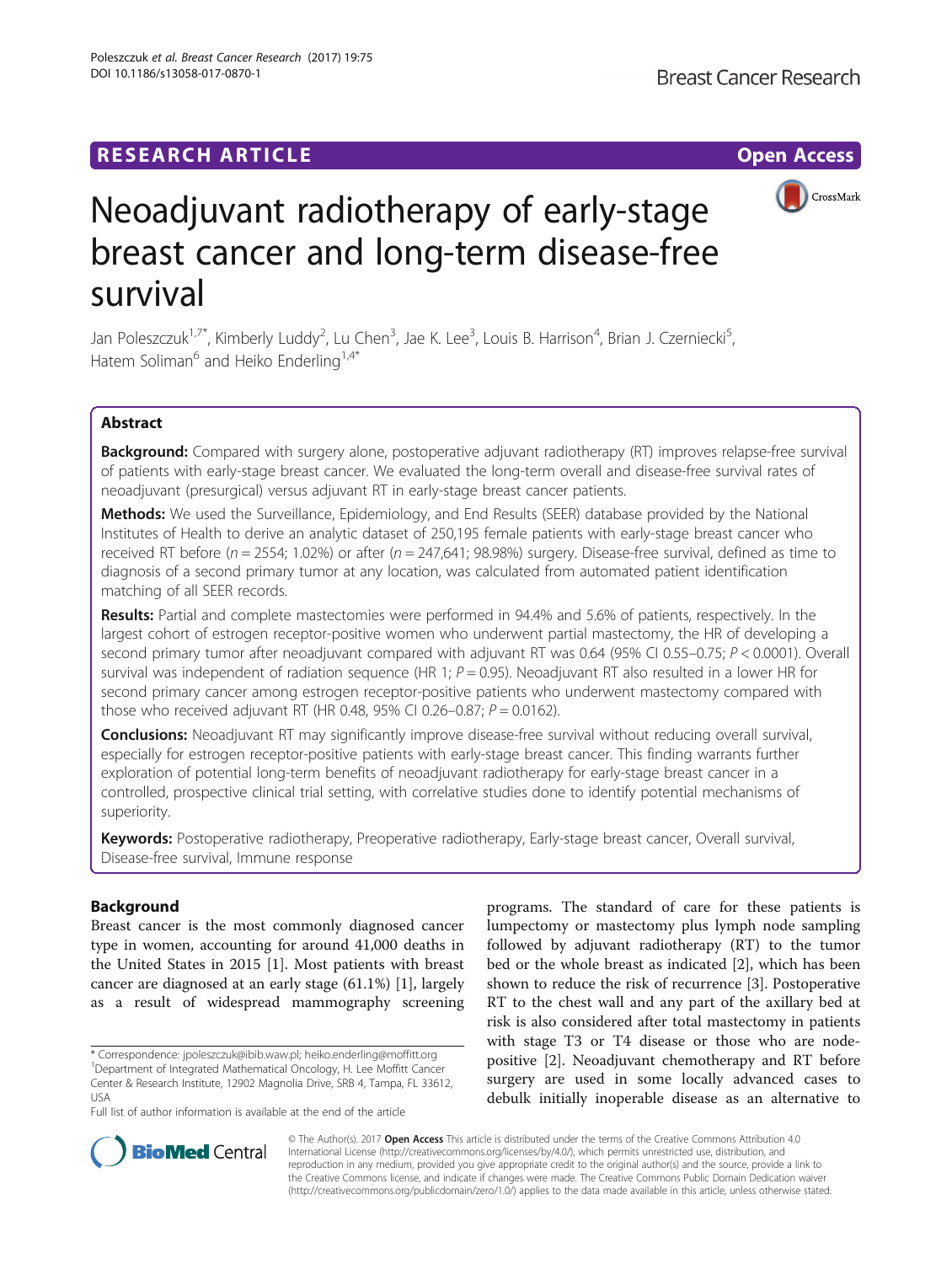RESEARCH ARTICLE

Open Access

# Neoadjuvant radiotherapy of early-stage breast cancer and long-term disease-free survival

Jan Poleszczuk[1,7*], Kimberly Luddy[2], Lu Chen[3], Jae K. Lee[3], Louis B. Harrison[4], Brian J. Czerniecki[5], Hatem Soliman[6] and Heiko Enderling[1,4*]

## Abstract

**Background:** Compared with surgery alone, postoperative adjuvant radiotherapy (RT) improves relapse-free survival of patients with early-stage breast cancer. We evaluated the long-term overall and disease-free survival rates of neoadjuvant (presurgical) versus adjuvant RT in early-stage breast cancer patients.

**Methods:** We used the Surveillance, Epidemiology, and End Results (SEER) database provided by the National Institutes of Health to derive an analytic dataset of 250,195 female patients with early-stage breast cancer who received RT before ($n = 2554$; 1.02%) or after ($n = 247,641$; 98.98%) surgery. Disease-free survival, defined as time to diagnosis of a second primary tumor at any location, was calculated from automated patient identification matching of all SEER records.

**Results:** Partial and complete mastectomies were performed in 94.4% and 5.6% of patients, respectively. In the largest cohort of estrogen receptor-positive women who underwent partial mastectomy, the HR of developing a second primary tumor after neoadjuvant compared with adjuvant RT was 0.64 (95% CI 0.55–0.75; $P < 0.0001$). Overall survival was independent of radiation sequence (HR 1; $P = 0.95$). Neoadjuvant RT also resulted in a lower HR for second primary cancer among estrogen receptor-positive patients who underwent mastectomy compared with those who received adjuvant RT (HR 0.48, 95% CI 0.26–0.87; $P = 0.0162$).

**Conclusions:** Neoadjuvant RT may significantly improve disease-free survival without reducing overall survival, especially for estrogen receptor-positive patients with early-stage breast cancer. This finding warrants further exploration of potential long-term benefits of neoadjuvant radiotherapy for early-stage breast cancer in a controlled, prospective clinical trial setting, with correlative studies done to identify potential mechanisms of superiority.

**Keywords:** Postoperative radiotherapy, Preoperative radiotherapy, Early-stage breast cancer, Overall survival, Disease-free survival, Immune response

## Background

Breast cancer is the most commonly diagnosed cancer type in women, accounting for around 41,000 deaths in the United States in 2015 [1]. Most patients with breast cancer are diagnosed at an early stage (61.1%) [1], largely as a result of widespread mammography screening programs. The standard of care for these patients is lumpectomy or mastectomy plus lymph node sampling followed by adjuvant radiotherapy (RT) to the tumor bed or the whole breast as indicated [2], which has been shown to reduce the risk of recurrence [3]. Postoperative RT to the chest wall and any part of the axillary bed at risk is also considered after total mastectomy in patients with stage T3 or T4 disease or those who are node-positive [2]. Neoadjuvant chemotherapy and RT before surgery are used in some locally advanced cases to debulk initially inoperable disease as an alternative to

* Correspondence: jpoleszczuk@ibib.waw.pl; heiko.enderling@moffitt.org
[1]Department of Integrated Mathematical Oncology, H. Lee Moffitt Cancer Center & Research Institute, 12902 Magnolia Drive, SRB 4, Tampa, FL 33612, USA

Full list of author information is available at the end of the article

© The Author(s). 2017 **Open Access** This article is distributed under the terms of the Creative Commons Attribution 4.0 International License (http://creativecommons.org/licenses/by/4.0/), which permits unrestricted use, distribution, and reproduction in any medium, provided you give appropriate credit to the original author(s) and the source, provide a link to the Creative Commons license, and indicate if changes were made. The Creative Commons Public Domain Dedication waiver (http://creativecommons.org/publicdomain/zero/1.0/) applies to the data made available in this article, unless otherwise stated.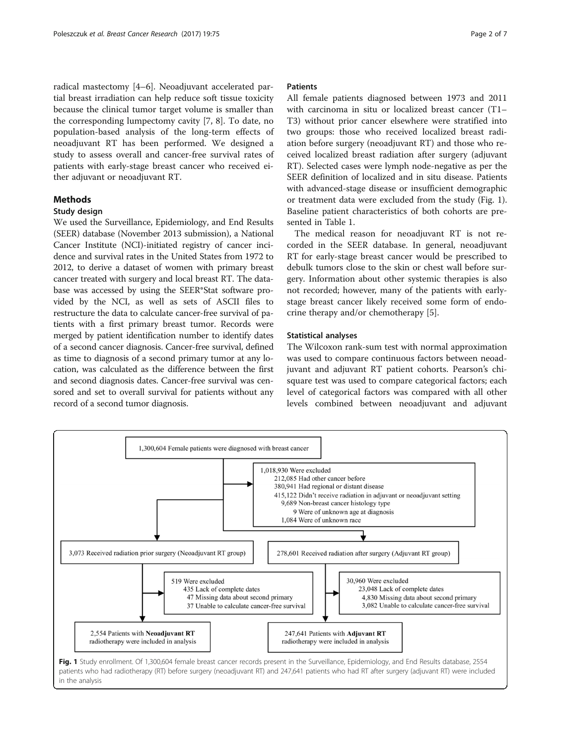radical mastectomy [4–6]. Neoadjuvant accelerated partial breast irradiation can help reduce soft tissue toxicity because the clinical tumor target volume is smaller than the corresponding lumpectomy cavity [7, 8]. To date, no population-based analysis of the long-term effects of neoadjuvant RT has been performed. We designed a study to assess overall and cancer-free survival rates of patients with early-stage breast cancer who received either adjuvant or neoadjuvant RT.

## Methods

### Study design

We used the Surveillance, Epidemiology, and End Results (SEER) database (November 2013 submission), a National Cancer Institute (NCI)-initiated registry of cancer incidence and survival rates in the United States from 1972 to 2012, to derive a dataset of women with primary breast cancer treated with surgery and local breast RT. The database was accessed by using the SEER*Stat software provided by the NCI, as well as sets of ASCII files to restructure the data to calculate cancer-free survival of patients with a first primary breast tumor. Records were merged by patient identification number to identify dates of a second cancer diagnosis. Cancer-free survival, defined as time to diagnosis of a second primary tumor at any location, was calculated as the difference between the first and second diagnosis dates. Cancer-free survival was censored and set to overall survival for patients without any record of a second tumor diagnosis.

### Patients

All female patients diagnosed between 1973 and 2011 with carcinoma in situ or localized breast cancer (T1–T3) without prior cancer elsewhere were stratified into two groups: those who received localized breast radiation before surgery (neoadjuvant RT) and those who received localized breast radiation after surgery (adjuvant RT). Selected cases were lymph node-negative as per the SEER definition of localized and in situ disease. Patients with advanced-stage disease or insufficient demographic or treatment data were excluded from the study (Fig. 1). Baseline patient characteristics of both cohorts are presented in Table 1.

The medical reason for neoadjuvant RT is not recorded in the SEER database. In general, neoadjuvant RT for early-stage breast cancer would be prescribed to debulk tumors close to the skin or chest wall before surgery. Information about other systemic therapies is also not recorded; however, many of the patients with early-stage breast cancer likely received some form of endocrine therapy and/or chemotherapy [5].

### Statistical analyses

The Wilcoxon rank-sum test with normal approximation was used to compare continuous factors between neoadjuvant and adjuvant RT patient cohorts. Pearson's chi-square test was used to compare categorical factors; each level of categorical factors was compared with all other levels combined between neoadjuvant and adjuvant

1,300,604 Female patients were diagnosed with breast cancer

1,018,930 Were excluded
- 212,085 Had other cancer before
- 380,941 Had regional or distant disease
- 415,122 Didn't receive radiation in adjuvant or neoadjuvant setting
- 9,689 Non-breast cancer histology type
- 9 Were of unknown age at diagnosis
- 1,084 Were of unknown race

3,073 Received radiation prior surgery (Neoadjuvant RT group)

519 Were excluded
- 435 Lack of complete dates
- 47 Missing data about second primary
- 37 Unable to calculate cancer-free survival

2,554 Patients with **Neoadjuvant RT** radiotherapy were included in analysis

278,601 Received radiation after surgery (Adjuvant RT group)

30,960 Were excluded
- 23,048 Lack of complete dates
- 4,830 Missing data about second primary
- 3,082 Unable to calculate cancer-free survival

247,641 Patients with **Adjuvant RT** radiotherapy were included in analysis

**Fig. 1** Study enrollment. Of 1,300,604 female breast cancer records present in the Surveillance, Epidemiology, and End Results database, 2554 patients who had radiotherapy (RT) before surgery (neoadjuvant RT) and 247,641 patients who had RT after surgery (adjuvant RT) were included in the analysis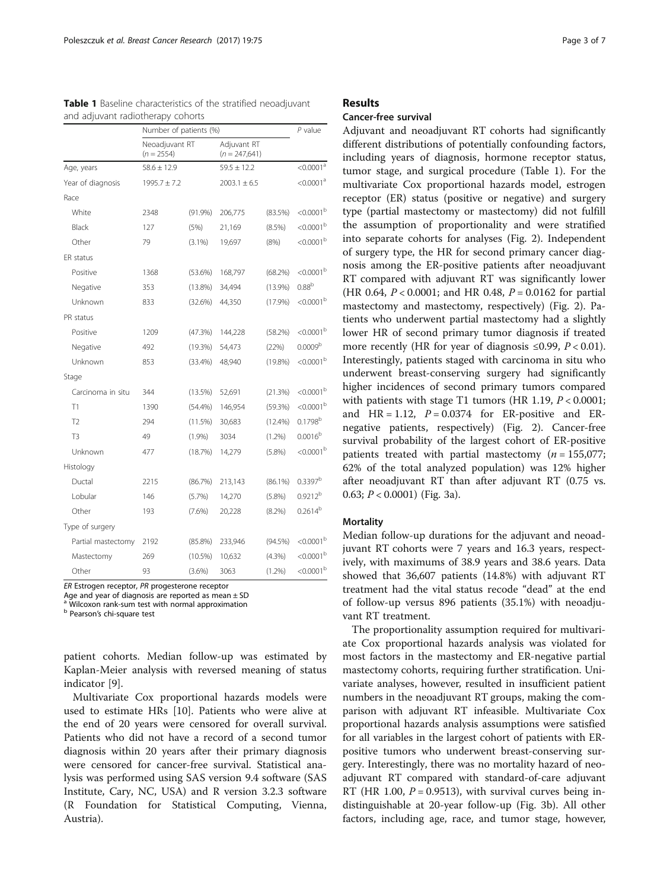**Table 1** Baseline characteristics of the stratified neoadjuvant and adjuvant radiotherapy cohorts

| | Number of patients (%) | | | | P value |
|---|---|---|---|---|---|
| | Neoadjuvant RT ($n = 2554$) | | Adjuvant RT ($n = 247,641$) | | |
| Age, years | 58.6 ± 12.9 | | 59.5 ± 12.2 | | <0.0001[a] |
| Year of diagnosis | 1995.7 ± 7.2 | | 2003.1 ± 6.5 | | <0.0001[a] |
| Race | | | | | |
| White | 2348 | (91.9%) | 206,775 | (83.5%) | <0.0001[b] |
| Black | 127 | (5%) | 21,169 | (8.5%) | <0.0001[b] |
| Other | 79 | (3.1%) | 19,697 | (8%) | <0.0001[b] |
| ER status | | | | | |
| Positive | 1368 | (53.6%) | 168,797 | (68.2%) | <0.0001[b] |
| Negative | 353 | (13.8%) | 34,494 | (13.9%) | 0.88[b] |
| Unknown | 833 | (32.6%) | 44,350 | (17.9%) | <0.0001[b] |
| PR status | | | | | |
| Positive | 1209 | (47.3%) | 144,228 | (58.2%) | <0.0001[b] |
| Negative | 492 | (19.3%) | 54,473 | (22%) | 0.0009[b] |
| Unknown | 853 | (33.4%) | 48,940 | (19.8%) | <0.0001[b] |
| Stage | | | | | |
| Carcinoma in situ | 344 | (13.5%) | 52,691 | (21.3%) | <0.0001[b] |
| T1 | 1390 | (54.4%) | 146,954 | (59.3%) | <0.0001[b] |
| T2 | 294 | (11.5%) | 30,683 | (12.4%) | 0.1798[b] |
| T3 | 49 | (1.9%) | 3034 | (1.2%) | 0.0016[b] |
| Unknown | 477 | (18.7%) | 14,279 | (5.8%) | <0.0001[b] |
| Histology | | | | | |
| Ductal | 2215 | (86.7%) | 213,143 | (86.1%) | 0.3397[b] |
| Lobular | 146 | (5.7%) | 14,270 | (5.8%) | 0.9212[b] |
| Other | 193 | (7.6%) | 20,228 | (8.2%) | 0.2614[b] |
| Type of surgery | | | | | |
| Partial mastectomy | 2192 | (85.8%) | 233,946 | (94.5%) | <0.0001[b] |
| Mastectomy | 269 | (10.5%) | 10,632 | (4.3%) | <0.0001[b] |
| Other | 93 | (3.6%) | 3063 | (1.2%) | <0.0001[b] |

*ER* Estrogen receptor, *PR* progesterone receptor
Age and year of diagnosis are reported as mean ± SD
[a] Wilcoxon rank-sum test with normal approximation
[b] Pearson's chi-square test

patient cohorts. Median follow-up was estimated by Kaplan-Meier analysis with reversed meaning of status indicator [9].

Multivariate Cox proportional hazards models were used to estimate HRs [10]. Patients who were alive at the end of 20 years were censored for overall survival. Patients who did not have a record of a second tumor diagnosis within 20 years after their primary diagnosis were censored for cancer-free survival. Statistical analysis was performed using SAS version 9.4 software (SAS Institute, Cary, NC, USA) and R version 3.2.3 software (R Foundation for Statistical Computing, Vienna, Austria).

## Results

### Cancer-free survival

Adjuvant and neoadjuvant RT cohorts had significantly different distributions of potentially confounding factors, including years of diagnosis, hormone receptor status, tumor stage, and surgical procedure (Table 1). For the multivariate Cox proportional hazards model, estrogen receptor (ER) status (positive or negative) and surgery type (partial mastectomy or mastectomy) did not fulfill the assumption of proportionality and were stratified into separate cohorts for analyses (Fig. 2). Independent of surgery type, the HR for second primary cancer diagnosis among the ER-positive patients after neoadjuvant RT compared with adjuvant RT was significantly lower (HR 0.64, $P < 0.0001$; and HR 0.48, $P = 0.0162$ for partial mastectomy and mastectomy, respectively) (Fig. 2). Patients who underwent partial mastectomy had a slightly lower HR of second primary tumor diagnosis if treated more recently (HR for year of diagnosis ≤0.99, $P < 0.01$). Interestingly, patients staged with carcinoma in situ who underwent breast-conserving surgery had significantly higher incidences of second primary tumors compared with patients with stage T1 tumors (HR 1.19, $P < 0.0001$; and HR = 1.12, $P = 0.0374$ for ER-positive and ER-negative patients, respectively) (Fig. 2). Cancer-free survival probability of the largest cohort of ER-positive patients treated with partial mastectomy ($n = 155,077$; 62% of the total analyzed population) was 12% higher after neoadjuvant RT than after adjuvant RT (0.75 vs. 0.63; $P < 0.0001$) (Fig. 3a).

### Mortality

Median follow-up durations for the adjuvant and neoadjuvant RT cohorts were 7 years and 16.3 years, respectively, with maximums of 38.9 years and 38.6 years. Data showed that 36,607 patients (14.8%) with adjuvant RT treatment had the vital status recode "dead" at the end of follow-up versus 896 patients (35.1%) with neoadjuvant RT treatment.

The proportionality assumption required for multivariate Cox proportional hazards analysis was violated for most factors in the mastectomy and ER-negative partial mastectomy cohorts, requiring further stratification. Univariate analyses, however, resulted in insufficient patient numbers in the neoadjuvant RT groups, making the comparison with adjuvant RT infeasible. Multivariate Cox proportional hazards analysis assumptions were satisfied for all variables in the largest cohort of patients with ER-positive tumors who underwent breast-conserving surgery. Interestingly, there was no mortality hazard of neoadjuvant RT compared with standard-of-care adjuvant RT (HR 1.00, $P = 0.9513$), with survival curves being indistinguishable at 20-year follow-up (Fig. 3b). All other factors, including age, race, and tumor stage, however,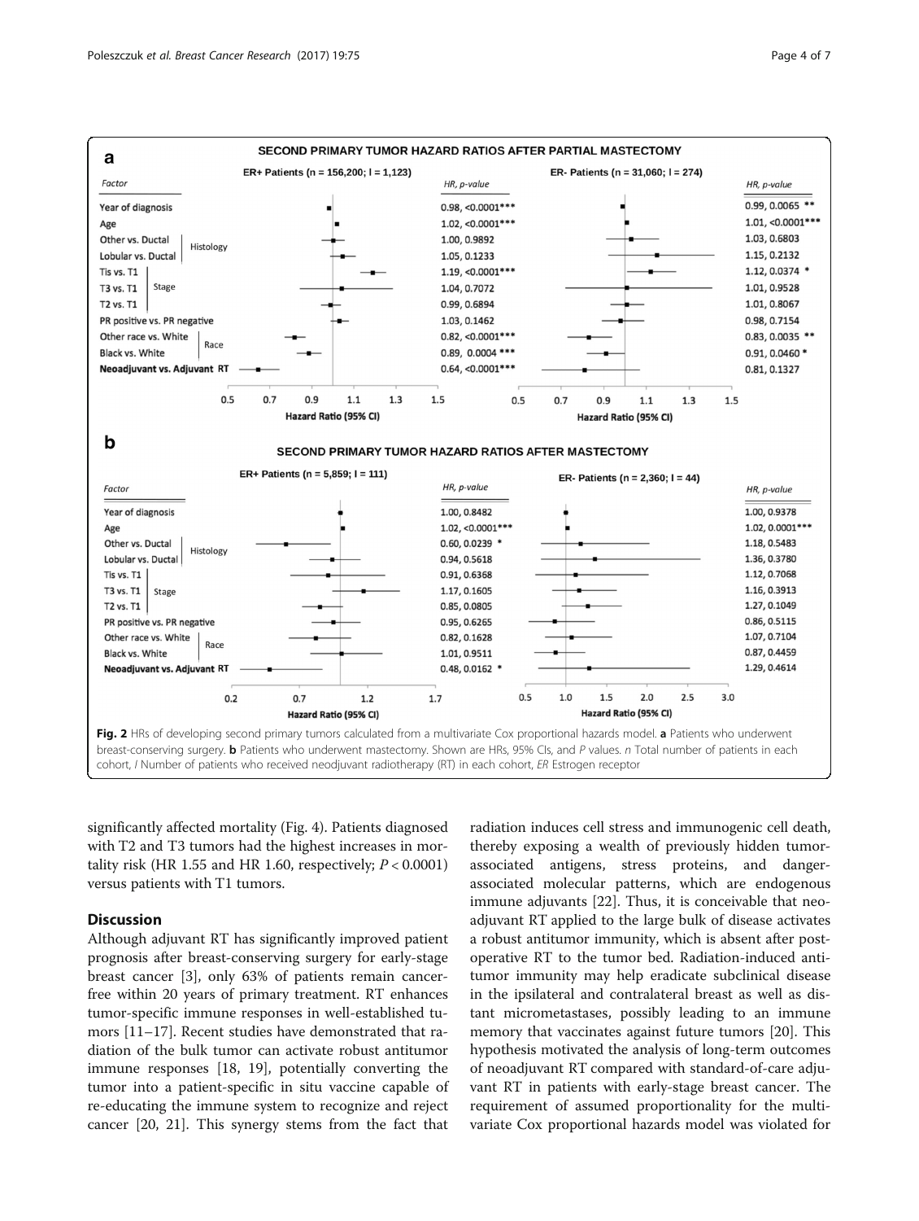**a** SECOND PRIMARY TUMOR HAZARD RATIOS AFTER PARTIAL MASTECTOMY

| Factor | ER+ Patients (n = 156,200; I = 1,123) HR, p-value | ER- Patients (n = 31,060; I = 274) HR, p-value |
|---|---|---|
| Year of diagnosis | 0.98, <0.0001*** | 0.99, 0.0065 ** |
| Age | 1.02, <0.0001*** | 1.01, <0.0001*** |
| Histology: Other vs. Ductal | 1.00, 0.9892 | 1.03, 0.6803 |
| Histology: Lobular vs. Ductal | 1.05, 0.1233 | 1.15, 0.2132 |
| Stage: Tis vs. T1 | 1.19, <0.0001*** | 1.12, 0.0374 * |
| Stage: T3 vs. T1 | 1.04, 0.7072 | 1.01, 0.9528 |
| Stage: T2 vs. T1 | 0.99, 0.6894 | 1.01, 0.8067 |
| PR positive vs. PR negative | 1.03, 0.1462 | 0.98, 0.7154 |
| Race: Other race vs. White | 0.82, <0.0001*** | 0.83, 0.0035 ** |
| Race: Black vs. White | 0.89, 0.0004 *** | 0.91, 0.0460 * |
| **Neoadjuvant vs. Adjuvant RT** | 0.64, <0.0001*** | 0.81, 0.1327 |

**b** SECOND PRIMARY TUMOR HAZARD RATIOS AFTER MASTECTOMY

| Factor | ER+ Patients (n = 5,859; I = 111) HR, p-value | ER- Patients (n = 2,360; I = 44) HR, p-value |
|---|---|---|
| Year of diagnosis | 1.00, 0.8482 | 1.00, 0.9378 |
| Age | 1.02, <0.0001*** | 1.02, 0.0001*** |
| Histology: Other vs. Ductal | 0.60, 0.0239 * | 1.18, 0.5483 |
| Histology: Lobular vs. Ductal | 0.94, 0.5618 | 1.36, 0.3780 |
| Stage: Tis vs. T1 | 0.91, 0.6368 | 1.12, 0.7068 |
| Stage: T3 vs. T1 | 1.17, 0.1605 | 1.16, 0.3913 |
| Stage: T2 vs. T1 | 0.85, 0.0805 | 1.27, 0.1049 |
| PR positive vs. PR negative | 0.95, 0.6265 | 0.86, 0.5115 |
| Race: Other race vs. White | 0.82, 0.1628 | 1.07, 0.7104 |
| Race: Black vs. White | 1.01, 0.9511 | 0.87, 0.4459 |
| **Neoadjuvant vs. Adjuvant RT** | 0.48, 0.0162 * | 1.29, 0.4614 |

**Fig. 2** HRs of developing second primary tumors calculated from a multivariate Cox proportional hazards model. **a** Patients who underwent breast-conserving surgery. **b** Patients who underwent mastectomy. Shown are HRs, 95% CIs, and P values. *n* Total number of patients in each cohort, *I* Number of patients who received neodjuvant radiotherapy (RT) in each cohort, *ER* Estrogen receptor

significantly affected mortality (Fig. 4). Patients diagnosed with T2 and T3 tumors had the highest increases in mortality risk (HR 1.55 and HR 1.60, respectively; $P < 0.0001$) versus patients with T1 tumors.

## Discussion

Although adjuvant RT has significantly improved patient prognosis after breast-conserving surgery for early-stage breast cancer [3], only 63% of patients remain cancer-free within 20 years of primary treatment. RT enhances tumor-specific immune responses in well-established tumors [11–17]. Recent studies have demonstrated that radiation of the bulk tumor can activate robust antitumor immune responses [18, 19], potentially converting the tumor into a patient-specific in situ vaccine capable of re-educating the immune system to recognize and reject cancer [20, 21]. This synergy stems from the fact that radiation induces cell stress and immunogenic cell death, thereby exposing a wealth of previously hidden tumor-associated antigens, stress proteins, and danger-associated molecular patterns, which are endogenous immune adjuvants [22]. Thus, it is conceivable that neoadjuvant RT applied to the large bulk of disease activates a robust antitumor immunity, which is absent after postoperative RT to the tumor bed. Radiation-induced antitumor immunity may help eradicate subclinical disease in the ipsilateral and contralateral breast as well as distant micrometastases, possibly leading to an immune memory that vaccinates against future tumors [20]. This hypothesis motivated the analysis of long-term outcomes of neoadjuvant RT compared with standard-of-care adjuvant RT in patients with early-stage breast cancer. The requirement of assumed proportionality for the multivariate Cox proportional hazards model was violated for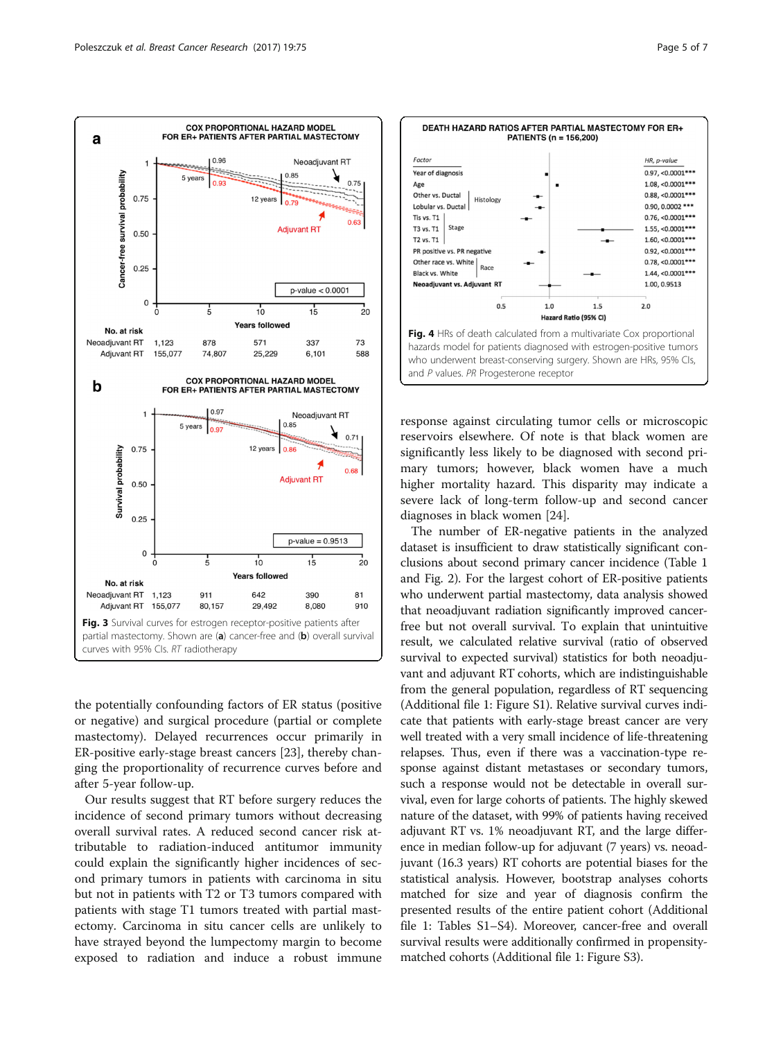**Fig. 3** Survival curves for estrogen receptor-positive patients after partial mastectomy. Shown are (**a**) cancer-free and (**b**) overall survival curves with 95% CIs. *RT* radiotherapy

**Fig. 4** HRs of death calculated from a multivariate Cox proportional hazards model for patients diagnosed with estrogen-positive tumors who underwent breast-conserving surgery. Shown are HRs, 95% CIs, and *P* values. *PR* Progesterone receptor

the potentially confounding factors of ER status (positive or negative) and surgical procedure (partial or complete mastectomy). Delayed recurrences occur primarily in ER-positive early-stage breast cancers [23], thereby changing the proportionality of recurrence curves before and after 5-year follow-up.

Our results suggest that RT before surgery reduces the incidence of second primary tumors without decreasing overall survival rates. A reduced second cancer risk attributable to radiation-induced antitumor immunity could explain the significantly higher incidences of second primary tumors in patients with carcinoma in situ but not in patients with T2 or T3 tumors compared with patients with stage T1 tumors treated with partial mastectomy. Carcinoma in situ cancer cells are unlikely to have strayed beyond the lumpectomy margin to become exposed to radiation and induce a robust immune response against circulating tumor cells or microscopic reservoirs elsewhere. Of note is that black women are significantly less likely to be diagnosed with second primary tumors; however, black women have a much higher mortality hazard. This disparity may indicate a severe lack of long-term follow-up and second cancer diagnoses in black women [24].

The number of ER-negative patients in the analyzed dataset is insufficient to draw statistically significant conclusions about second primary cancer incidence (Table 1 and Fig. 2). For the largest cohort of ER-positive patients who underwent partial mastectomy, data analysis showed that neoadjuvant radiation significantly improved cancer-free but not overall survival. To explain that unintuitive result, we calculated relative survival (ratio of observed survival to expected survival) statistics for both neoadjuvant and adjuvant RT cohorts, which are indistinguishable from the general population, regardless of RT sequencing (Additional file 1: Figure S1). Relative survival curves indicate that patients with early-stage breast cancer are very well treated with a very small incidence of life-threatening relapses. Thus, even if there was a vaccination-type response against distant metastases or secondary tumors, such a response would not be detectable in overall survival, even for large cohorts of patients. The highly skewed nature of the dataset, with 99% of patients having received adjuvant RT vs. 1% neoadjuvant RT, and the large difference in median follow-up for adjuvant (7 years) vs. neoadjuvant (16.3 years) RT cohorts are potential biases for the statistical analysis. However, bootstrap analyses cohorts matched for size and year of diagnosis confirm the presented results of the entire patient cohort (Additional file 1: Tables S1–S4). Moreover, cancer-free and overall survival results were additionally confirmed in propensity-matched cohorts (Additional file 1: Figure S3).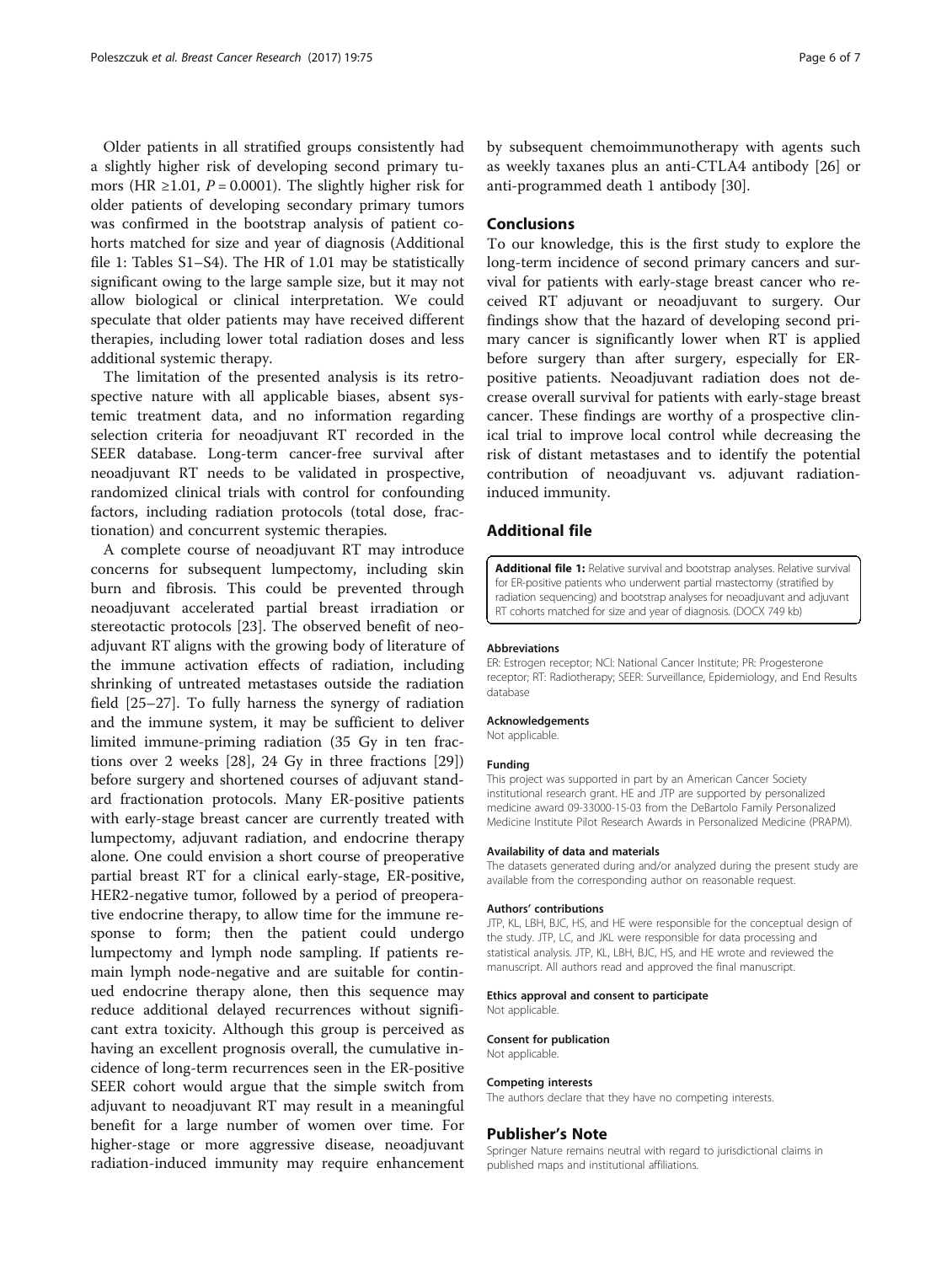Older patients in all stratified groups consistently had a slightly higher risk of developing second primary tumors (HR ≥1.01, $P = 0.0001$). The slightly higher risk for older patients of developing secondary primary tumors was confirmed in the bootstrap analysis of patient cohorts matched for size and year of diagnosis (Additional file 1: Tables S1–S4). The HR of 1.01 may be statistically significant owing to the large sample size, but it may not allow biological or clinical interpretation. We could speculate that older patients may have received different therapies, including lower total radiation doses and less additional systemic therapy.

The limitation of the presented analysis is its retrospective nature with all applicable biases, absent systemic treatment data, and no information regarding selection criteria for neoadjuvant RT recorded in the SEER database. Long-term cancer-free survival after neoadjuvant RT needs to be validated in prospective, randomized clinical trials with control for confounding factors, including radiation protocols (total dose, fractionation) and concurrent systemic therapies.

A complete course of neoadjuvant RT may introduce concerns for subsequent lumpectomy, including skin burn and fibrosis. This could be prevented through neoadjuvant accelerated partial breast irradiation or stereotactic protocols [23]. The observed benefit of neoadjuvant RT aligns with the growing body of literature of the immune activation effects of radiation, including shrinking of untreated metastases outside the radiation field [25–27]. To fully harness the synergy of radiation and the immune system, it may be sufficient to deliver limited immune-priming radiation (35 Gy in ten fractions over 2 weeks [28], 24 Gy in three fractions [29]) before surgery and shortened courses of adjuvant standard fractionation protocols. Many ER-positive patients with early-stage breast cancer are currently treated with lumpectomy, adjuvant radiation, and endocrine therapy alone. One could envision a short course of preoperative partial breast RT for a clinical early-stage, ER-positive, HER2-negative tumor, followed by a period of preoperative endocrine therapy, to allow time for the immune response to form; then the patient could undergo lumpectomy and lymph node sampling. If patients remain lymph node-negative and are suitable for continued endocrine therapy alone, then this sequence may reduce additional delayed recurrences without significant extra toxicity. Although this group is perceived as having an excellent prognosis overall, the cumulative incidence of long-term recurrences seen in the ER-positive SEER cohort would argue that the simple switch from adjuvant to neoadjuvant RT may result in a meaningful benefit for a large number of women over time. For higher-stage or more aggressive disease, neoadjuvant radiation-induced immunity may require enhancement by subsequent chemoimmunotherapy with agents such as weekly taxanes plus an anti-CTLA4 antibody [26] or anti-programmed death 1 antibody [30].

## Conclusions

To our knowledge, this is the first study to explore the long-term incidence of second primary cancers and survival for patients with early-stage breast cancer who received RT adjuvant or neoadjuvant to surgery. Our findings show that the hazard of developing second primary cancer is significantly lower when RT is applied before surgery than after surgery, especially for ER-positive patients. Neoadjuvant radiation does not decrease overall survival for patients with early-stage breast cancer. These findings are worthy of a prospective clinical trial to improve local control while decreasing the risk of distant metastases and to identify the potential contribution of neoadjuvant vs. adjuvant radiation-induced immunity.

## Additional file

**Additional file 1:** Relative survival and bootstrap analyses. Relative survival for ER-positive patients who underwent partial mastectomy (stratified by radiation sequencing) and bootstrap analyses for neoadjuvant and adjuvant RT cohorts matched for size and year of diagnosis. (DOCX 749 kb)

#### Abbreviations

ER: Estrogen receptor; NCI: National Cancer Institute; PR: Progesterone receptor; RT: Radiotherapy; SEER: Surveillance, Epidemiology, and End Results database

#### Acknowledgements

Not applicable.

#### Funding

This project was supported in part by an American Cancer Society institutional research grant. HE and JTP are supported by personalized medicine award 09-33000-15-03 from the DeBartolo Family Personalized Medicine Institute Pilot Research Awards in Personalized Medicine (PRAPM).

#### Availability of data and materials

The datasets generated during and/or analyzed during the present study are available from the corresponding author on reasonable request.

#### Authors' contributions

JTP, KL, LBH, BJC, HS, and HE were responsible for the conceptual design of the study. JTP, LC, and JKL were responsible for data processing and statistical analysis. JTP, KL, LBH, BJC, HS, and HE wrote and reviewed the manuscript. All authors read and approved the final manuscript.

#### Ethics approval and consent to participate

Not applicable.

#### Consent for publication

Not applicable.

#### Competing interests

The authors declare that they have no competing interests.

## Publisher's Note

Springer Nature remains neutral with regard to jurisdictional claims in published maps and institutional affiliations.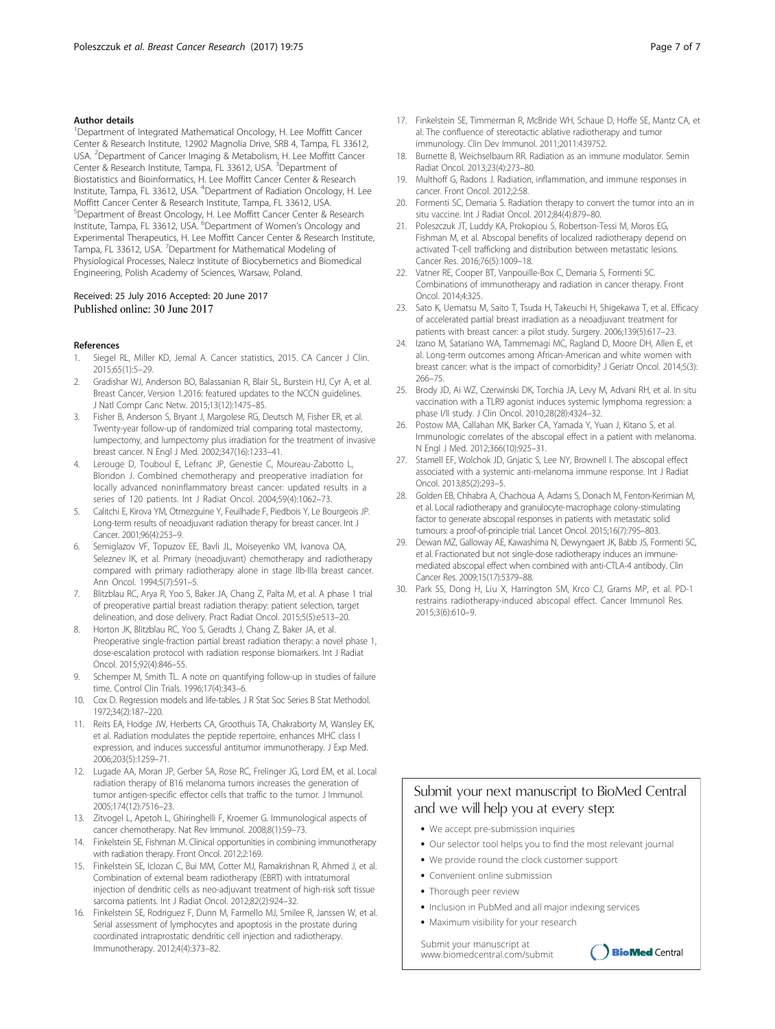### Author details

[1]Department of Integrated Mathematical Oncology, H. Lee Moffitt Cancer Center & Research Institute, 12902 Magnolia Drive, SRB 4, Tampa, FL 33612, USA. [2]Department of Cancer Imaging & Metabolism, H. Lee Moffitt Cancer Center & Research Institute, Tampa, FL 33612, USA. [3]Department of Biostatistics and Bioinformatics, H. Lee Moffitt Cancer Center & Research Institute, Tampa, FL 33612, USA. [4]Department of Radiation Oncology, H. Lee Moffitt Cancer Center & Research Institute, Tampa, FL 33612, USA. [5]Department of Breast Oncology, H. Lee Moffitt Cancer Center & Research Institute, Tampa, FL 33612, USA. [6]Department of Women's Oncology and Experimental Therapeutics, H. Lee Moffitt Cancer Center & Research Institute, Tampa, FL 33612, USA. [7]Department for Mathematical Modeling of Physiological Processes, Nalecz Institute of Biocybernetics and Biomedical Engineering, Polish Academy of Sciences, Warsaw, Poland.

Received: 25 July 2016 Accepted: 20 June 2017
Published online: 30 June 2017

### References

1. Siegel RL, Miller KD, Jemal A. Cancer statistics, 2015. CA Cancer J Clin. 2015;65(1):5–29.
2. Gradishar WJ, Anderson BO, Balassanian R, Blair SL, Burstein HJ, Cyr A, et al. Breast Cancer, Version 1.2016: featured updates to the NCCN guidelines. J Natl Compr Canc Netw. 2015;13(12):1475–85.
3. Fisher B, Anderson S, Bryant J, Margolese RG, Deutsch M, Fisher ER, et al. Twenty-year follow-up of randomized trial comparing total mastectomy, lumpectomy, and lumpectomy plus irradiation for the treatment of invasive breast cancer. N Engl J Med. 2002;347(16):1233–41.
4. Lerouge D, Touboul E, Lefranc JP, Genestie C, Moureau-Zabotto L, Blondon J. Combined chemotherapy and preoperative irradiation for locally advanced noninflammatory breast cancer: updated results in a series of 120 patients. Int J Radiat Oncol. 2004;59(4):1062–73.
5. Calitchi E, Kirova YM, Otmezguine Y, Feuilhade F, Piedbois Y, Le Bourgeois JP. Long-term results of neoadjuvant radiation therapy for breast cancer. Int J Cancer. 2001;96(4):253–9.
6. Semiglazov VF, Topuzov EE, Bavli JL, Moiseyenko VM, Ivanova OA, Seleznev IK, et al. Primary (neoadjuvant) chemotherapy and radiotherapy compared with primary radiotherapy alone in stage IIb-IIIa breast cancer. Ann Oncol. 1994;5(7):591–5.
7. Blitzblau RC, Arya R, Yoo S, Baker JA, Chang Z, Palta M, et al. A phase 1 trial of preoperative partial breast radiation therapy: patient selection, target delineation, and dose delivery. Pract Radiat Oncol. 2015;5(5):e513–20.
8. Horton JK, Blitzblau RC, Yoo S, Geradts J, Chang Z, Baker JA, et al. Preoperative single-fraction partial breast radiation therapy: a novel phase 1, dose-escalation protocol with radiation response biomarkers. Int J Radiat Oncol. 2015;92(4):846–55.
9. Schemper M, Smith TL. A note on quantifying follow-up in studies of failure time. Control Clin Trials. 1996;17(4):343–6.
10. Cox D. Regression models and life-tables. J R Stat Soc Series B Stat Methodol. 1972;34(2):187–220.
11. Reits EA, Hodge JW, Herberts CA, Groothuis TA, Chakraborty M, Wansley EK, et al. Radiation modulates the peptide repertoire, enhances MHC class I expression, and induces successful antitumor immunotherapy. J Exp Med. 2006;203(5):1259–71.
12. Lugade AA, Moran JP, Gerber SA, Rose RC, Frelinger JG, Lord EM, et al. Local radiation therapy of B16 melanoma tumors increases the generation of tumor antigen-specific effector cells that traffic to the tumor. J Immunol. 2005;174(12):7516–23.
13. Zitvogel L, Apetoh L, Ghiringhelli F, Kroemer G. Immunological aspects of cancer chemotherapy. Nat Rev Immunol. 2008;8(1):59–73.
14. Finkelstein SE, Fishman M. Clinical opportunities in combining immunotherapy with radiation therapy. Front Oncol. 2012;2:169.
15. Finkelstein SE, Iclozan C, Bui MM, Cotter MJ, Ramakrishnan R, Ahmed J, et al. Combination of external beam radiotherapy (EBRT) with intratumoral injection of dendritic cells as neo-adjuvant treatment of high-risk soft tissue sarcoma patients. Int J Radiat Oncol. 2012;82(2):924–32.
16. Finkelstein SE, Rodriguez F, Dunn M, Farmello MJ, Smilee R, Janssen W, et al. Serial assessment of lymphocytes and apoptosis in the prostate during coordinated intraprostatic dendritic cell injection and radiotherapy. Immunotherapy. 2012;4(4):373–82.
17. Finkelstein SE, Timmerman R, McBride WH, Schaue D, Hoffe SE, Mantz CA, et al. The confluence of stereotactic ablative radiotherapy and tumor immunology. Clin Dev Immunol. 2011;2011:439752.
18. Burnette B, Weichselbaum RR. Radiation as an immune modulator. Semin Radiat Oncol. 2013;23(4):273–80.
19. Multhoff G, Radons J. Radiation, inflammation, and immune responses in cancer. Front Oncol. 2012;2:58.
20. Formenti SC, Demaria S. Radiation therapy to convert the tumor into an in situ vaccine. Int J Radiat Oncol. 2012;84(4):879–80.
21. Poleszczuk JT, Luddy KA, Prokopiou S, Robertson-Tessi M, Moros EG, Fishman M, et al. Abscopal benefits of localized radiotherapy depend on activated T-cell trafficking and distribution between metastatic lesions. Cancer Res. 2016;76(5):1009–18.
22. Vatner RE, Cooper BT, Vanpouille-Box C, Demaria S, Formenti SC. Combinations of immunotherapy and radiation in cancer therapy. Front Oncol. 2014;4:325.
23. Sato K, Uematsu M, Saito T, Tsuda H, Takeuchi H, Shigekawa T, et al. Efficacy of accelerated partial breast irradiation as a neoadjuvant treatment for patients with breast cancer: a pilot study. Surgery. 2006;139(5):617–23.
24. Izano M, Satariano WA, Tammemagi MC, Ragland D, Moore DH, Allen E, et al. Long-term outcomes among African-American and white women with breast cancer: what is the impact of comorbidity? J Geriatr Oncol. 2014;5(3):266–75.
25. Brody JD, Ai WZ, Czerwinski DK, Torchia JA, Levy M, Advani RH, et al. In situ vaccination with a TLR9 agonist induces systemic lymphoma regression: a phase I/II study. J Clin Oncol. 2010;28(28):4324–32.
26. Postow MA, Callahan MK, Barker CA, Yamada Y, Yuan J, Kitano S, et al. Immunologic correlates of the abscopal effect in a patient with melanoma. N Engl J Med. 2012;366(10):925–31.
27. Stamell EF, Wolchok JD, Gnjatic S, Lee NY, Brownell I. The abscopal effect associated with a systemic anti-melanoma immune response. Int J Radiat Oncol. 2013;85(2):293–5.
28. Golden EB, Chhabra A, Chachoua A, Adams S, Donach M, Fenton-Kerimian M, et al. Local radiotherapy and granulocyte-macrophage colony-stimulating factor to generate abscopal responses in patients with metastatic solid tumours: a proof-of-principle trial. Lancet Oncol. 2015;16(7):795–803.
29. Dewan MZ, Galloway AE, Kawashima N, Dewyngaert JK, Babb JS, Formenti SC, et al. Fractionated but not single-dose radiotherapy induces an immune-mediated abscopal effect when combined with anti-CTLA-4 antibody. Clin Cancer Res. 2009;15(17):5379–88.
30. Park SS, Dong H, Liu X, Harrington SM, Krco CJ, Grams MP, et al. PD-1 restrains radiotherapy-induced abscopal effect. Cancer Immunol Res. 2015;3(6):610–9.

Submit your next manuscript to BioMed Central and we will help you at every step:

- We accept pre-submission inquiries
- Our selector tool helps you to find the most relevant journal
- We provide round the clock customer support
- Convenient online submission
- Thorough peer review
- Inclusion in PubMed and all major indexing services
- Maximum visibility for your research

Submit your manuscript at
www.biomedcentral.com/submit

BioMed Central